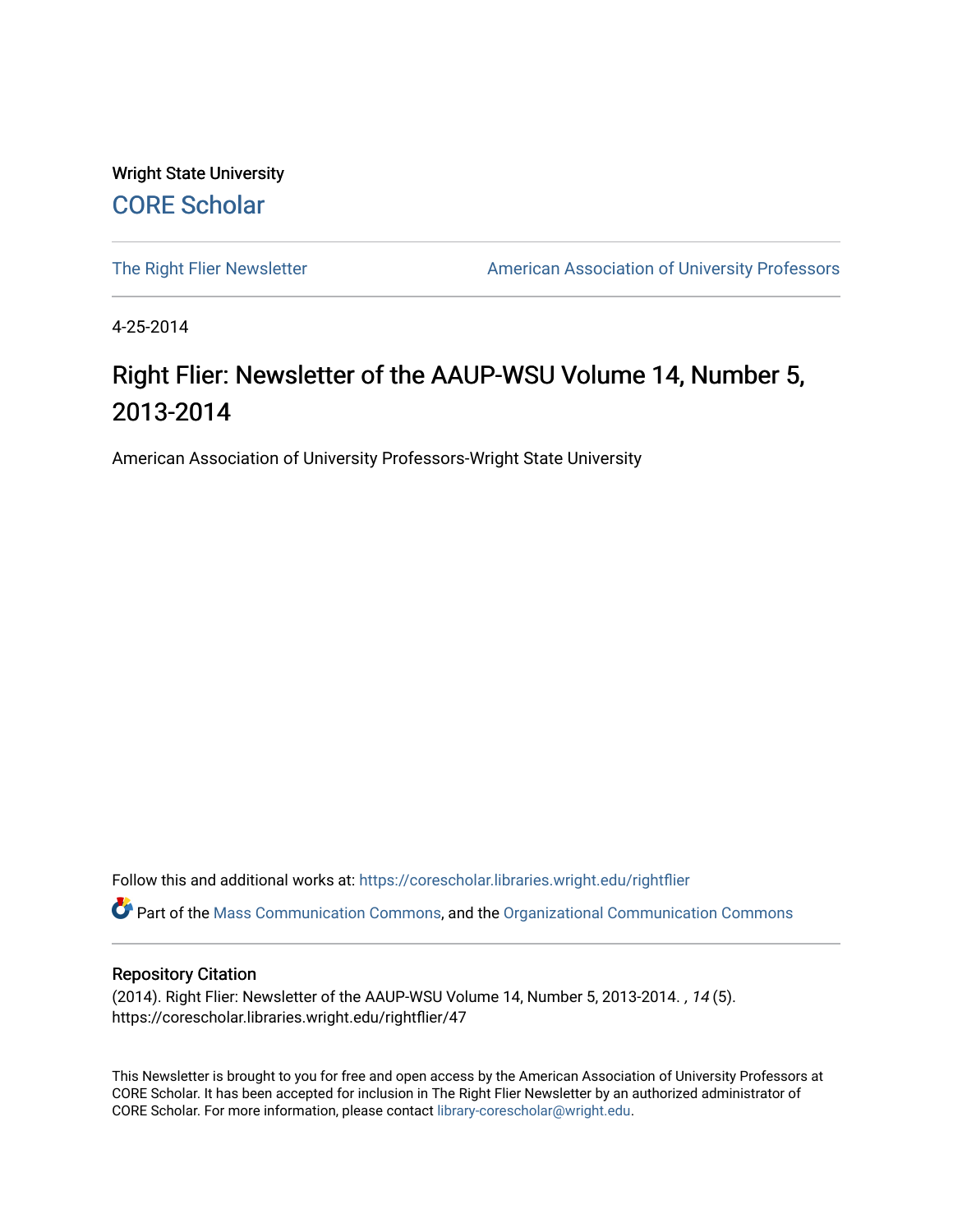Wright State University

CORE Scholar

The Right Flier Newsletter

American Association of University Professors

4-25-2014

# Right Flier: Newsletter of the AAUP-WSU Volume 14, Number 5, 2013-2014

American Association of University Professors-Wright State University

Follow this and additional works at: https://corescholar.libraries.wright.edu/rightflier

Part of the Mass Communication Commons, and the Organizational Communication Commons

## Repository Citation

(2014). Right Flier: Newsletter of the AAUP-WSU Volume 14, Number 5, 2013-2014. , *14* (5). https://corescholar.libraries.wright.edu/rightflier/47

This Newsletter is brought to you for free and open access by the American Association of University Professors at CORE Scholar. It has been accepted for inclusion in The Right Flier Newsletter by an authorized administrator of CORE Scholar. For more information, please contact library-corescholar@wright.edu.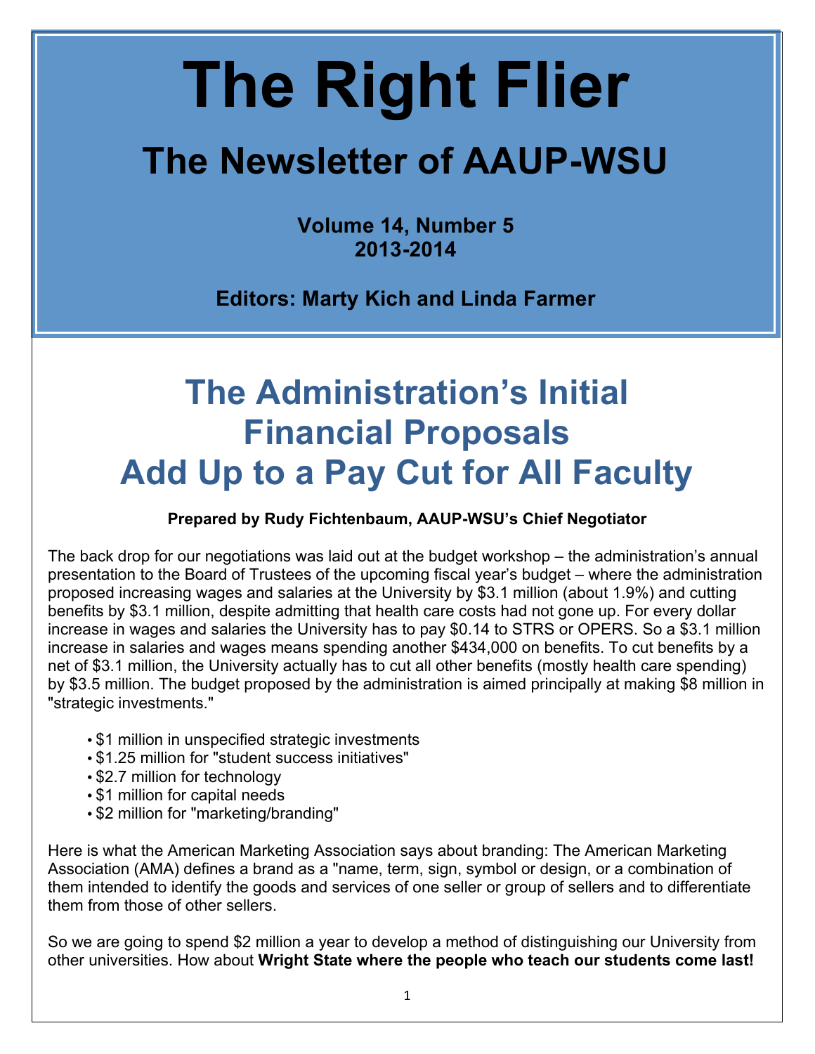# The Right Flier

## The Newsletter of AAUP-WSU

**Volume 14, Number 5**
**2013-2014**

**Editors: Marty Kich and Linda Farmer**

# The Administration's Initial Financial Proposals Add Up to a Pay Cut for All Faculty

**Prepared by Rudy Fichtenbaum, AAUP-WSU's Chief Negotiator**

The back drop for our negotiations was laid out at the budget workshop – the administration's annual presentation to the Board of Trustees of the upcoming fiscal year's budget – where the administration proposed increasing wages and salaries at the University by $3.1 million (about 1.9%) and cutting benefits by $3.1 million, despite admitting that health care costs had not gone up. For every dollar increase in wages and salaries the University has to pay $0.14 to STRS or OPERS. So a $3.1 million increase in salaries and wages means spending another $434,000 on benefits. To cut benefits by a net of $3.1 million, the University actually has to cut all other benefits (mostly health care spending) by $3.5 million. The budget proposed by the administration is aimed principally at making $8 million in "strategic investments."

- $1 million in unspecified strategic investments
- $1.25 million for "student success initiatives"
- $2.7 million for technology
- $1 million for capital needs
- $2 million for "marketing/branding"

Here is what the American Marketing Association says about branding: The American Marketing Association (AMA) defines a brand as a "name, term, sign, symbol or design, or a combination of them intended to identify the goods and services of one seller or group of sellers and to differentiate them from those of other sellers.

So we are going to spend $2 million a year to develop a method of distinguishing our University from other universities. How about **Wright State where the people who teach our students come last!**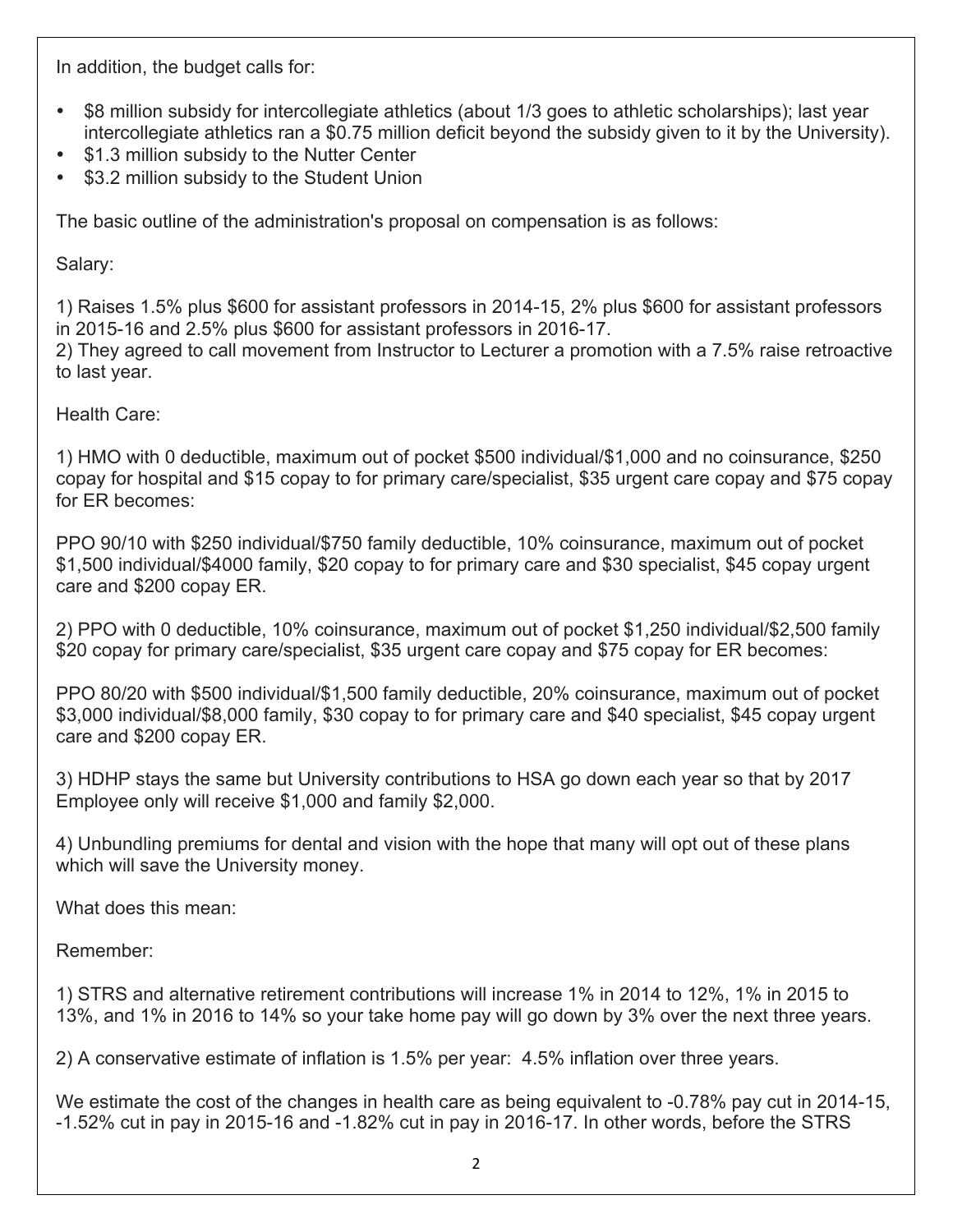In addition, the budget calls for:

- $8 million subsidy for intercollegiate athletics (about 1/3 goes to athletic scholarships); last year intercollegiate athletics ran a $0.75 million deficit beyond the subsidy given to it by the University).
- $1.3 million subsidy to the Nutter Center
- $3.2 million subsidy to the Student Union

The basic outline of the administration's proposal on compensation is as follows:

Salary:

1) Raises 1.5% plus $600 for assistant professors in 2014-15, 2% plus $600 for assistant professors in 2015-16 and 2.5% plus $600 for assistant professors in 2016-17.
2) They agreed to call movement from Instructor to Lecturer a promotion with a 7.5% raise retroactive to last year.

Health Care:

1) HMO with 0 deductible, maximum out of pocket $500 individual/$1,000 and no coinsurance, $250 copay for hospital and $15 copay to for primary care/specialist, $35 urgent care copay and $75 copay for ER becomes:

PPO 90/10 with $250 individual/$750 family deductible, 10% coinsurance, maximum out of pocket $1,500 individual/$4000 family, $20 copay to for primary care and $30 specialist, $45 copay urgent care and $200 copay ER.

2) PPO with 0 deductible, 10% coinsurance, maximum out of pocket $1,250 individual/$2,500 family $20 copay for primary care/specialist, $35 urgent care copay and $75 copay for ER becomes:

PPO 80/20 with $500 individual/$1,500 family deductible, 20% coinsurance, maximum out of pocket $3,000 individual/$8,000 family, $30 copay to for primary care and $40 specialist, $45 copay urgent care and $200 copay ER.

3) HDHP stays the same but University contributions to HSA go down each year so that by 2017 Employee only will receive $1,000 and family $2,000.

4) Unbundling premiums for dental and vision with the hope that many will opt out of these plans which will save the University money.

What does this mean:

Remember:

1) STRS and alternative retirement contributions will increase 1% in 2014 to 12%, 1% in 2015 to 13%, and 1% in 2016 to 14% so your take home pay will go down by 3% over the next three years.

2) A conservative estimate of inflation is 1.5% per year: 4.5% inflation over three years.

We estimate the cost of the changes in health care as being equivalent to -0.78% pay cut in 2014-15, -1.52% cut in pay in 2015-16 and -1.82% cut in pay in 2016-17. In other words, before the STRS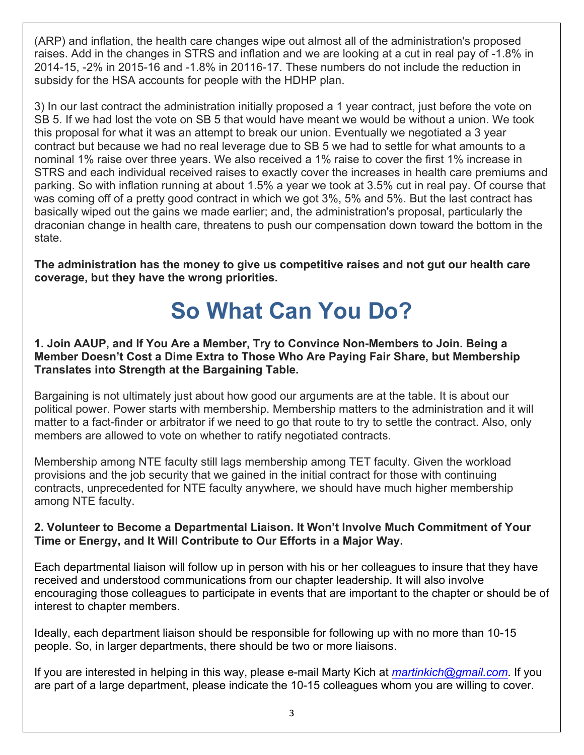(ARP) and inflation, the health care changes wipe out almost all of the administration's proposed raises. Add in the changes in STRS and inflation and we are looking at a cut in real pay of -1.8% in 2014-15, -2% in 2015-16 and -1.8% in 20116-17. These numbers do not include the reduction in subsidy for the HSA accounts for people with the HDHP plan.

3) In our last contract the administration initially proposed a 1 year contract, just before the vote on SB 5. If we had lost the vote on SB 5 that would have meant we would be without a union. We took this proposal for what it was an attempt to break our union. Eventually we negotiated a 3 year contract but because we had no real leverage due to SB 5 we had to settle for what amounts to a nominal 1% raise over three years. We also received a 1% raise to cover the first 1% increase in STRS and each individual received raises to exactly cover the increases in health care premiums and parking. So with inflation running at about 1.5% a year we took at 3.5% cut in real pay. Of course that was coming off of a pretty good contract in which we got 3%, 5% and 5%. But the last contract has basically wiped out the gains we made earlier; and, the administration's proposal, particularly the draconian change in health care, threatens to push our compensation down toward the bottom in the state.

**The administration has the money to give us competitive raises and not gut our health care coverage, but they have the wrong priorities.**

# So What Can You Do?

**1. Join AAUP, and If You Are a Member, Try to Convince Non-Members to Join. Being a Member Doesn't Cost a Dime Extra to Those Who Are Paying Fair Share, but Membership Translates into Strength at the Bargaining Table.**

Bargaining is not ultimately just about how good our arguments are at the table. It is about our political power. Power starts with membership. Membership matters to the administration and it will matter to a fact-finder or arbitrator if we need to go that route to try to settle the contract. Also, only members are allowed to vote on whether to ratify negotiated contracts.

Membership among NTE faculty still lags membership among TET faculty. Given the workload provisions and the job security that we gained in the initial contract for those with continuing contracts, unprecedented for NTE faculty anywhere, we should have much higher membership among NTE faculty.

**2. Volunteer to Become a Departmental Liaison. It Won't Involve Much Commitment of Your Time or Energy, and It Will Contribute to Our Efforts in a Major Way.**

Each departmental liaison will follow up in person with his or her colleagues to insure that they have received and understood communications from our chapter leadership. It will also involve encouraging those colleagues to participate in events that are important to the chapter or should be of interest to chapter members.

Ideally, each department liaison should be responsible for following up with no more than 10-15 people. So, in larger departments, there should be two or more liaisons.

If you are interested in helping in this way, please e-mail Marty Kich at *martinkich@gmail.com*. If you are part of a large department, please indicate the 10-15 colleagues whom you are willing to cover.